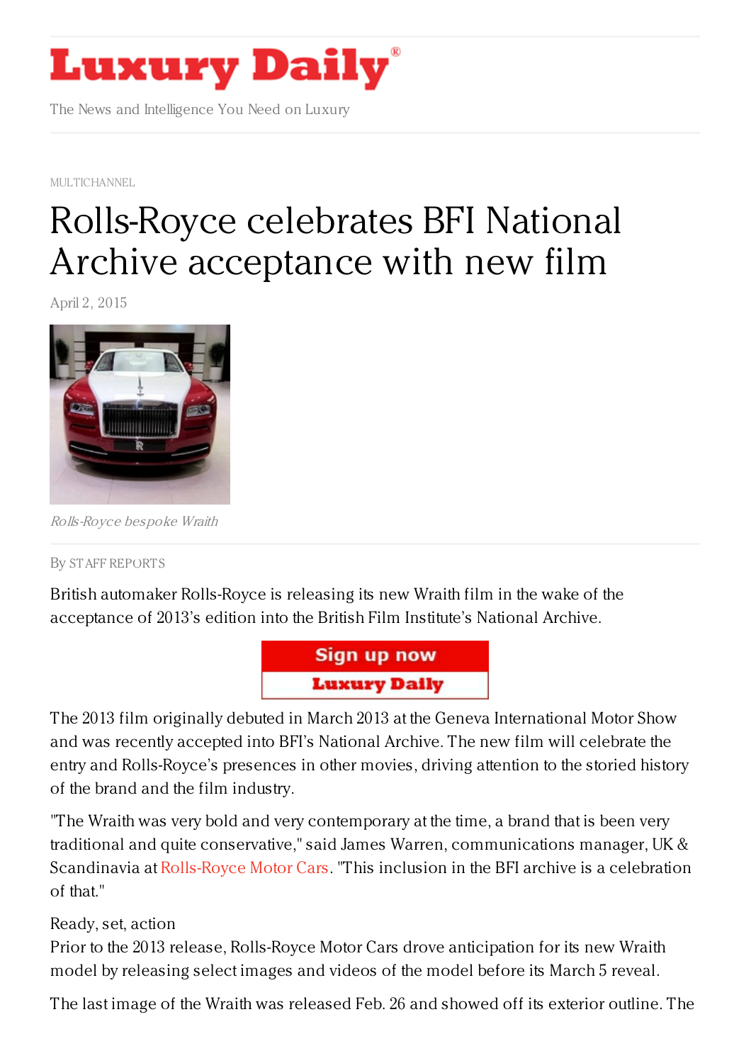MULTICHANNEL

# Rolls-Royce celebrates BFI National Archive acceptance with new film

April 2, 2015

*Rolls-Royce bespoke Wraith*

By STAFF REPORTS

British automaker Rolls-Royce is releasing its new Wraith film in the wake of the acceptance of 2013's edition into the British Film Institute's National Archive.

The 2013 film originally debuted in March 2013 at the Geneva International Motor Show and was recently accepted into BFI's National Archive. The new film will celebrate the entry and Rolls-Royce's presences in other movies, driving attention to the storied history of the brand and the film industry.

"The Wraith was very bold and very contemporary at the time, a brand that is been very traditional and quite conservative," said James Warren, communications manager, UK & Scandinavia at Rolls-Royce Motor Cars. "This inclusion in the BFI archive is a celebration of that."

Ready, set, action

Prior to the 2013 release, Rolls-Royce Motor Cars drove anticipation for its new Wraith model by releasing select images and videos of the model before its March 5 reveal.

The last image of the Wraith was released Feb. 26 and showed off its exterior outline. The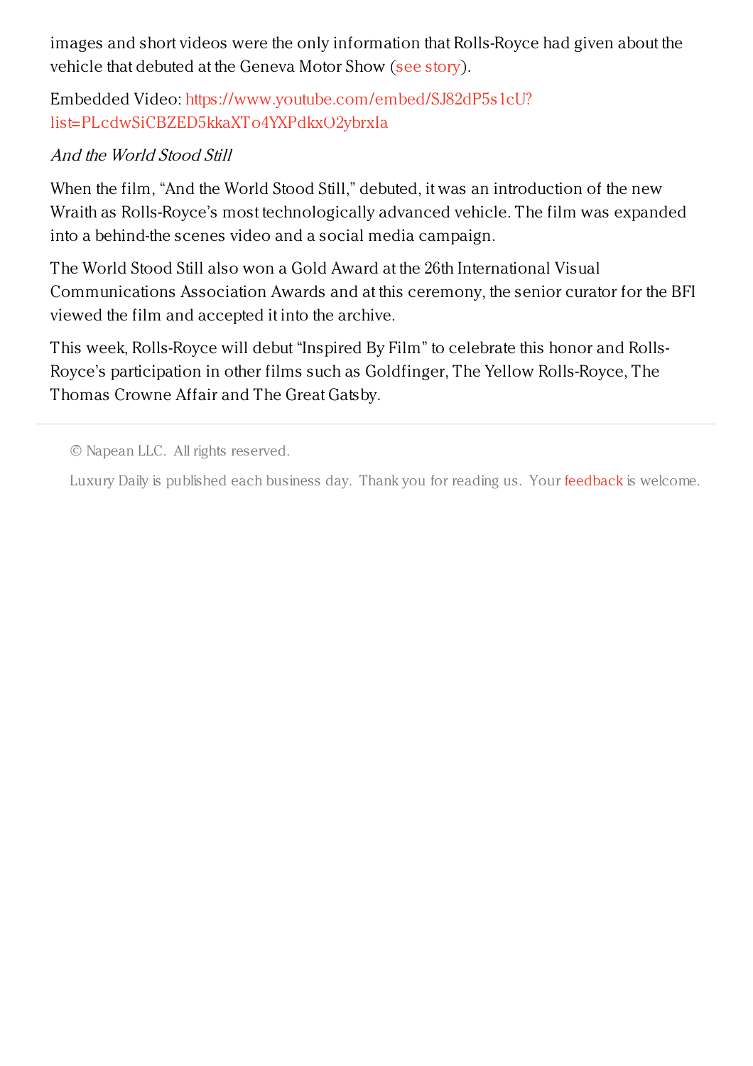images and short videos were the only information that Rolls-Royce had given about the vehicle that debuted at the Geneva Motor Show (see story).

Embedded Video: https://www.youtube.com/embed/SJ82dP5s1cU?list=PLcdwSiCBZED5kkaXTo4YXPdkxO2ybrxIa

*And the World Stood Still*

When the film, “And the World Stood Still,” debuted, it was an introduction of the new Wraith as Rolls-Royce’s most technologically advanced vehicle. The film was expanded into a behind-the scenes video and a social media campaign.

The World Stood Still also won a Gold Award at the 26th International Visual Communications Association Awards and at this ceremony, the senior curator for the BFI viewed the film and accepted it into the archive.

This week, Rolls-Royce will debut “Inspired By Film” to celebrate this honor and Rolls-Royce’s participation in other films such as Goldfinger, The Yellow Rolls-Royce, The Thomas Crowne Affair and The Great Gatsby.

© Napean LLC. All rights reserved.

Luxury Daily is published each business day. Thank you for reading us. Your feedback is welcome.